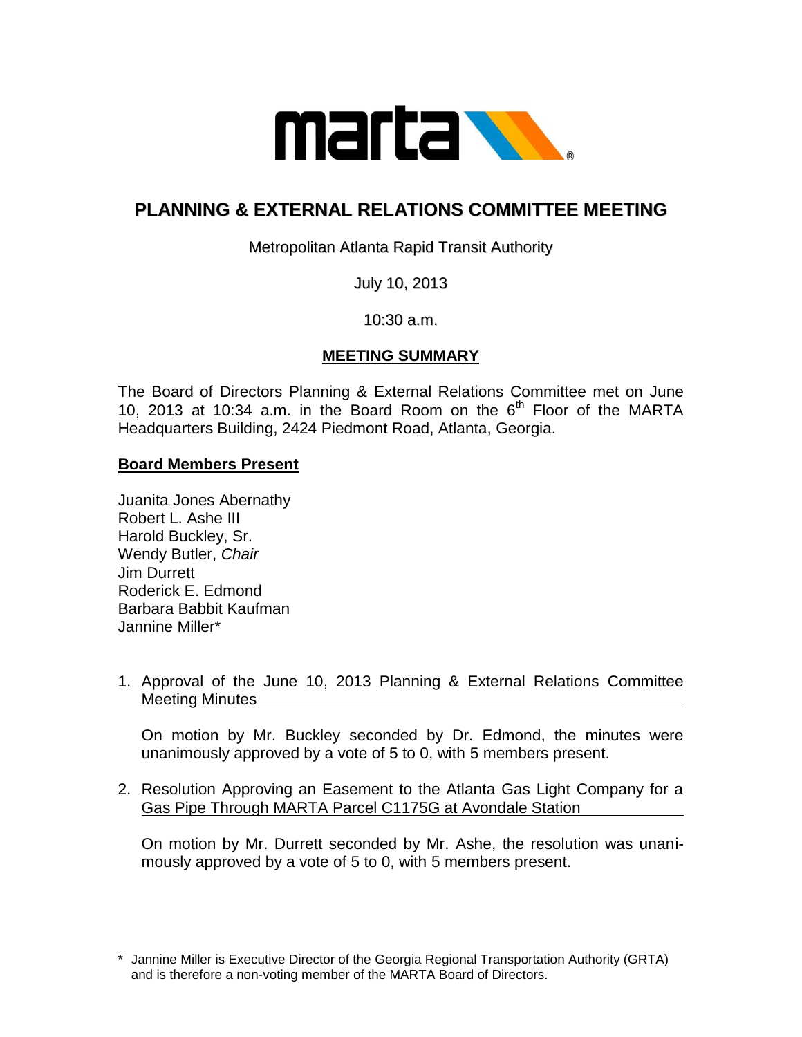# PLANNING & EXTERNAL RELATIONS COMMITTEE MEETING

Metropolitan Atlanta Rapid Transit Authority

July 10, 2013

10:30 a.m.

## MEETING SUMMARY

The Board of Directors Planning & External Relations Committee met on June 10, 2013 at 10:34 a.m. in the Board Room on the 6th Floor of the MARTA Headquarters Building, 2424 Piedmont Road, Atlanta, Georgia.

### Board Members Present

Juanita Jones Abernathy
Robert L. Ashe III
Harold Buckley, Sr.
Wendy Butler, *Chair*
Jim Durrett
Roderick E. Edmond
Barbara Babbit Kaufman
Jannine Miller*

1. Approval of the June 10, 2013 Planning & External Relations Committee Meeting Minutes

   On motion by Mr. Buckley seconded by Dr. Edmond, the minutes were unanimously approved by a vote of 5 to 0, with 5 members present.

2. Resolution Approving an Easement to the Atlanta Gas Light Company for a Gas Pipe Through MARTA Parcel C1175G at Avondale Station

   On motion by Mr. Durrett seconded by Mr. Ashe, the resolution was unanimously approved by a vote of 5 to 0, with 5 members present.

\* Jannine Miller is Executive Director of the Georgia Regional Transportation Authority (GRTA) and is therefore a non-voting member of the MARTA Board of Directors.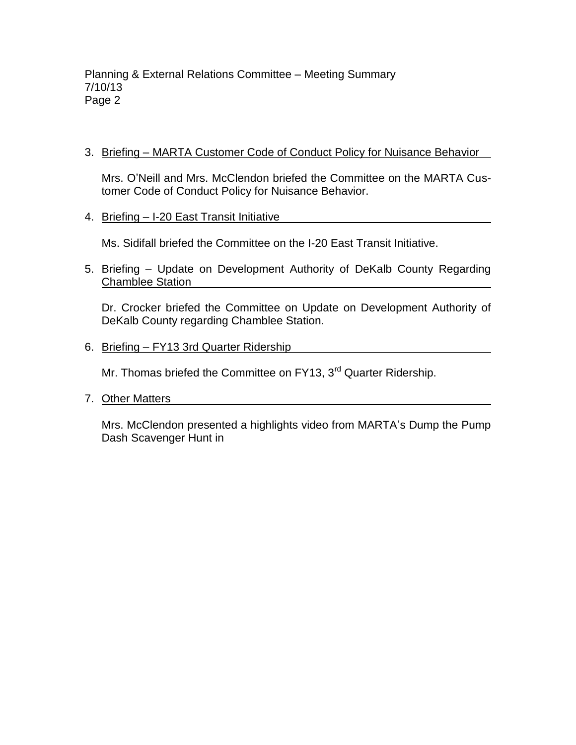3. Briefing – MARTA Customer Code of Conduct Policy for Nuisance Behavior

   Mrs. O'Neill and Mrs. McClendon briefed the Committee on the MARTA Customer Code of Conduct Policy for Nuisance Behavior.

4. Briefing – I-20 East Transit Initiative

   Ms. Sidifall briefed the Committee on the I-20 East Transit Initiative.

5. Briefing – Update on Development Authority of DeKalb County Regarding Chamblee Station

   Dr. Crocker briefed the Committee on Update on Development Authority of DeKalb County regarding Chamblee Station.

6. Briefing – FY13 3rd Quarter Ridership

   Mr. Thomas briefed the Committee on FY13, 3rd Quarter Ridership.

7. Other Matters

   Mrs. McClendon presented a highlights video from MARTA's Dump the Pump Dash Scavenger Hunt in